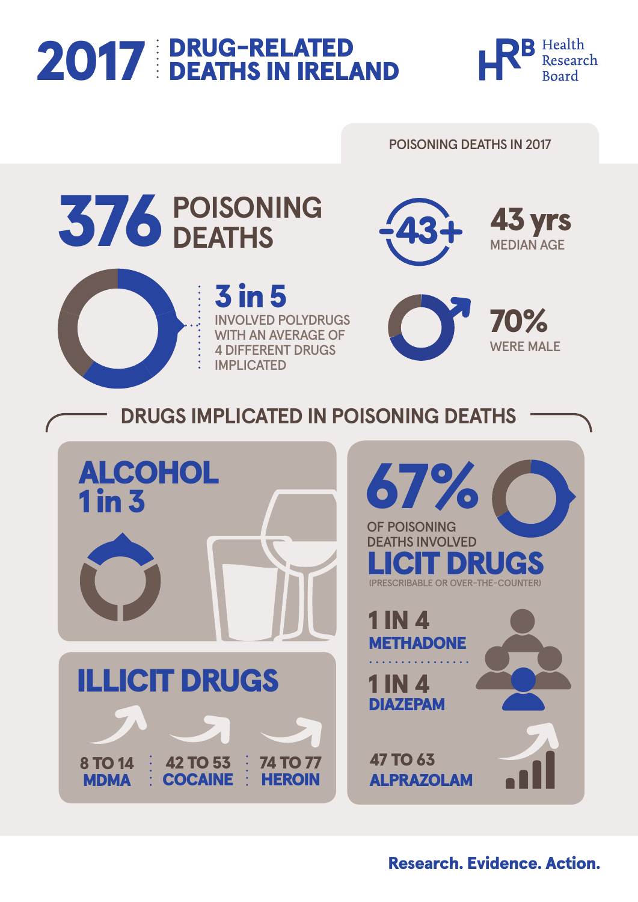# 2017 DRUG-RELATED DEATHS IN IRELAND

Health Research Board

## POISONING DEATHS IN 2017

**376** POISONING DEATHS

**3 in 5** INVOLVED POLYDRUGS WITH AN AVERAGE OF 4 DIFFERENT DRUGS IMPLICATED

**43 yrs** MEDIAN AGE

**70%** WERE MALE

## DRUGS IMPLICATED IN POISONING DEATHS

### ALCOHOL
**1 in 3**

### 67%
OF POISONING DEATHS INVOLVED **LICIT DRUGS** (PRESCRIBABLE OR OVER-THE-COUNTER)

**1 IN 4** METHADONE

**1 IN 4** DIAZEPAM

**47 TO 63** ALPRAZOLAM

### ILLICIT DRUGS

**8 TO 14** MDMA

**42 TO 53** COCAINE

**74 TO 77** HEROIN

**Research. Evidence. Action.**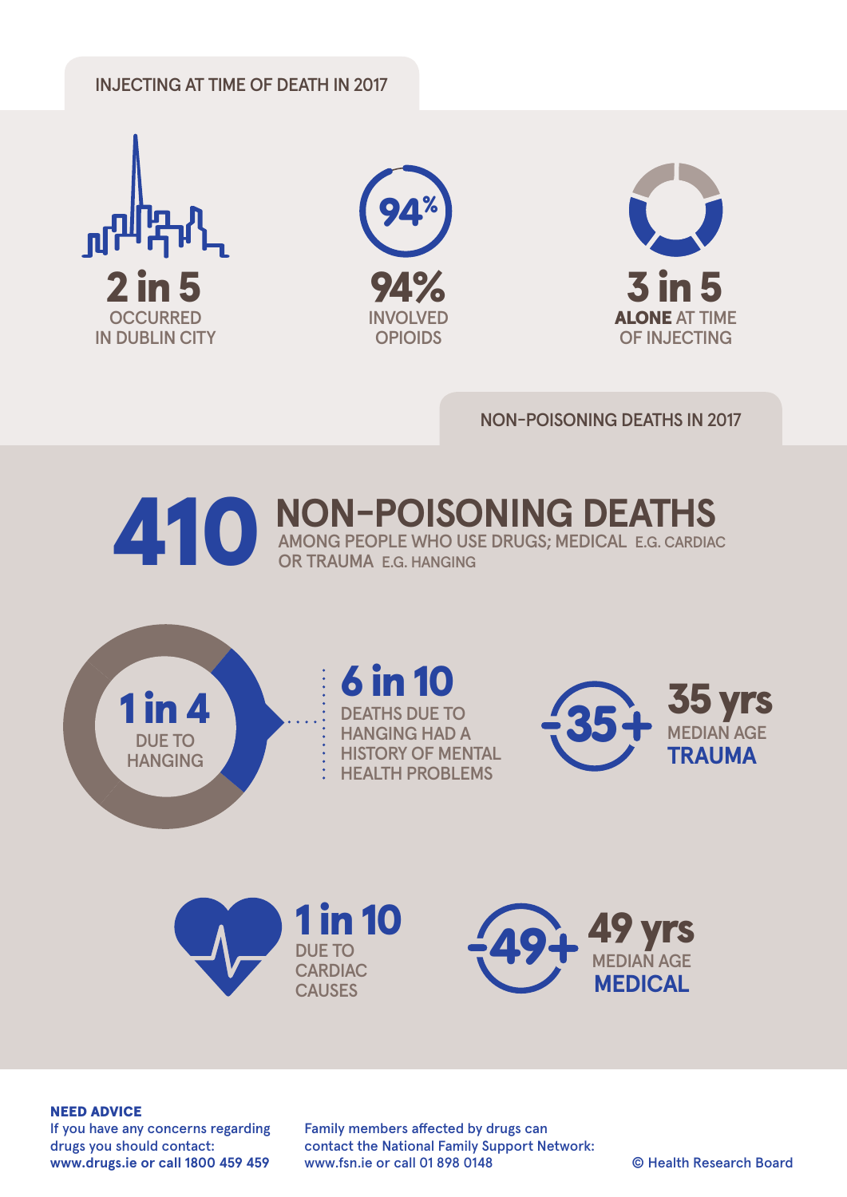## INJECTING AT TIME OF DEATH IN 2017

**2 in 5**
OCCURRED IN DUBLIN CITY

94%

**94%**
INVOLVED OPIOIDS

**3 in 5**
**ALONE** AT TIME OF INJECTING

## NON-POISONING DEATHS IN 2017

# 410 NON-POISONING DEATHS

AMONG PEOPLE WHO USE DRUGS; MEDICAL E.G. CARDIAC OR TRAUMA E.G. HANGING

**1 in 4**
DUE TO HANGING

**6 in 10**
DEATHS DUE TO HANGING HAD A HISTORY OF MENTAL HEALTH PROBLEMS

35

**35 yrs**
MEDIAN AGE
**TRAUMA**

**1 in 10**
DUE TO CARDIAC CAUSES

49

**49 yrs**
MEDIAN AGE
**MEDICAL**

**NEED ADVICE**
If you have any concerns regarding drugs you should contact:
**www.drugs.ie or call 1800 459 459**

Family members affected by drugs can contact the National Family Support Network:
www.fsn.ie or call 01 898 0148

© Health Research Board